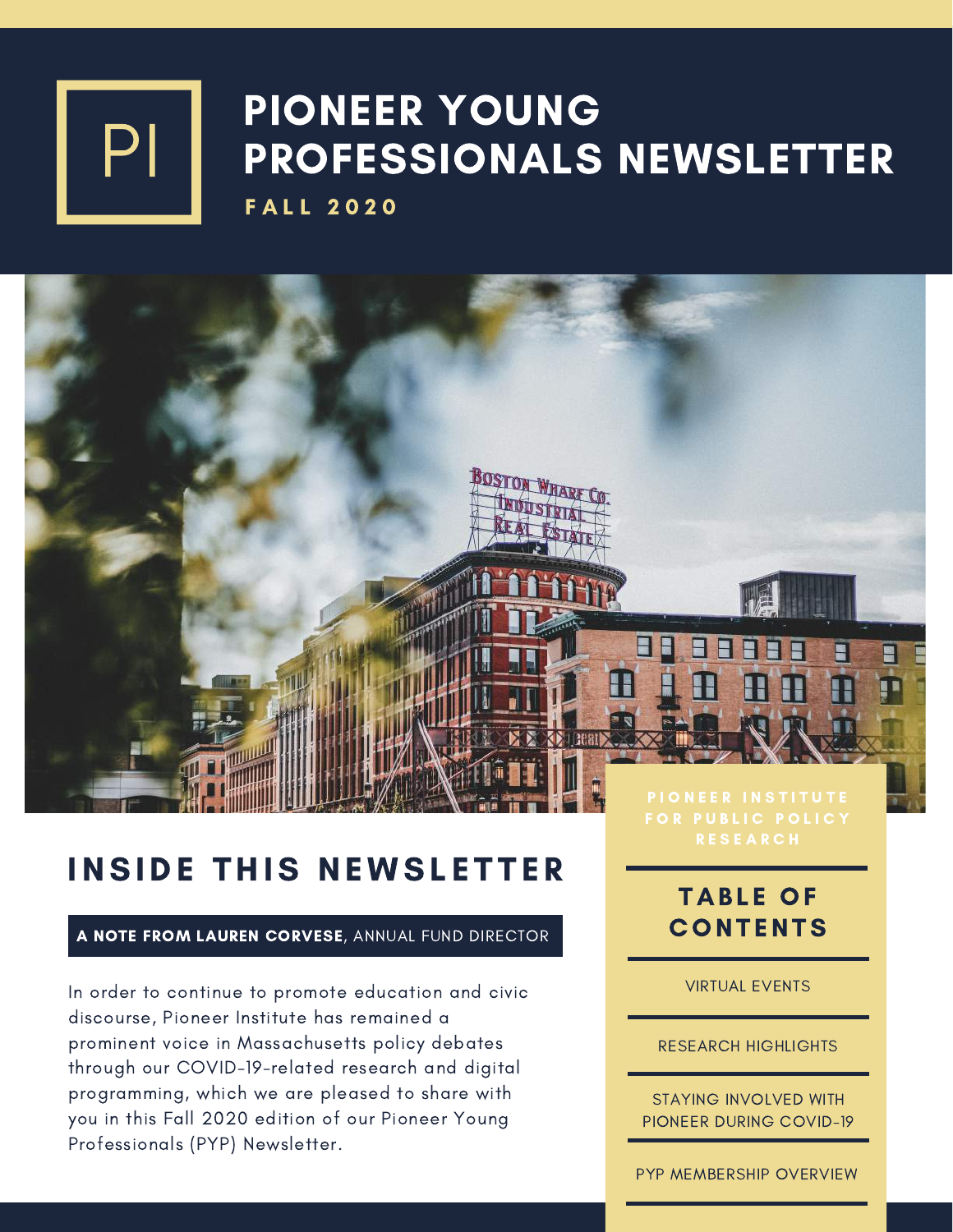PI

# PIONEER YOUNG PROFESSIONALS NEWSLETTER

**FALL 2020**

PIONEER INSTITUTE FOR PUBLIC POLICY RESEARCH

## INSIDE THIS NEWSLETTER

**A NOTE FROM LAUREN CORVESE**, ANNUAL FUND DIRECTOR

In order to continue to promote education and civic discourse, Pioneer Institute has remained a prominent voice in Massachusetts policy debates through our COVID-19-related research and digital programming, which we are pleased to share with you in this Fall 2020 edition of our Pioneer Young Professionals (PYP) Newsletter.

## TABLE OF CONTENTS

- VIRTUAL EVENTS
- RESEARCH HIGHLIGHTS
- STAYING INVOLVED WITH PIONEER DURING COVID-19
- PYP MEMBERSHIP OVERVIEW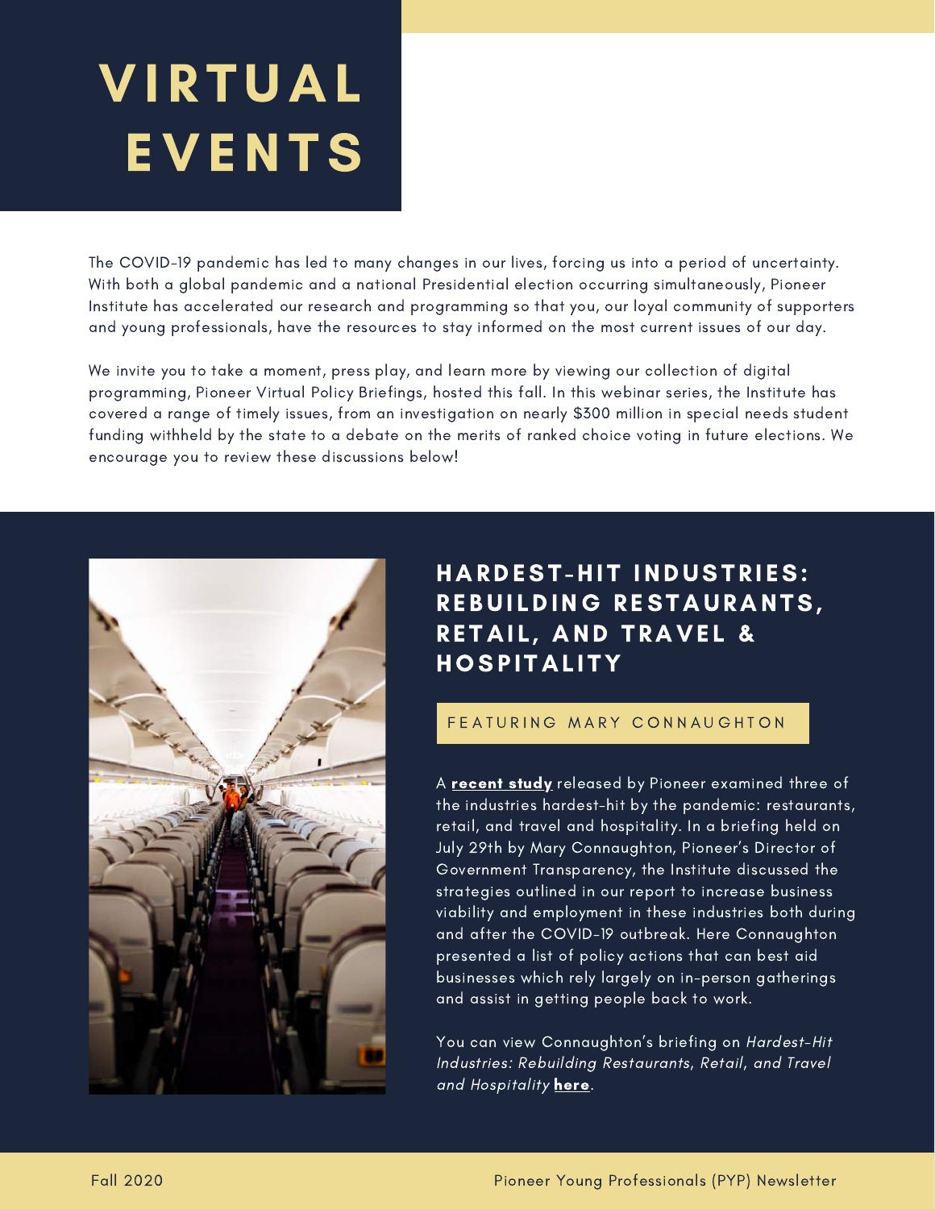# VIRTUAL EVENTS

The COVID-19 pandemic has led to many changes in our lives, forcing us into a period of uncertainty. With both a global pandemic and a national Presidential election occurring simultaneously, Pioneer Institute has accelerated our research and programming so that you, our loyal community of supporters and young professionals, have the resources to stay informed on the most current issues of our day.

We invite you to take a moment, press play, and learn more by viewing our collection of digital programming, Pioneer Virtual Policy Briefings, hosted this fall. In this webinar series, the Institute has covered a range of timely issues, from an investigation on nearly $300 million in special needs student funding withheld by the state to a debate on the merits of ranked choice voting in future elections. We encourage you to review these discussions below!

## HARDEST-HIT INDUSTRIES: REBUILDING RESTAURANTS, RETAIL, AND TRAVEL & HOSPITALITY

FEATURING MARY CONNAUGHTON

A **recent study** released by Pioneer examined three of the industries hardest-hit by the pandemic: restaurants, retail, and travel and hospitality. In a briefing held on July 29th by Mary Connaughton, Pioneer's Director of Government Transparency, the Institute discussed the strategies outlined in our report to increase business viability and employment in these industries both during and after the COVID-19 outbreak. Here Connaughton presented a list of policy actions that can best aid businesses which rely largely on in-person gatherings and assist in getting people back to work.

You can view Connaughton's briefing on *Hardest-Hit Industries: Rebuilding Restaurants, Retail, and Travel and Hospitality* **here**.

Fall 2020 — Pioneer Young Professionals (PYP) Newsletter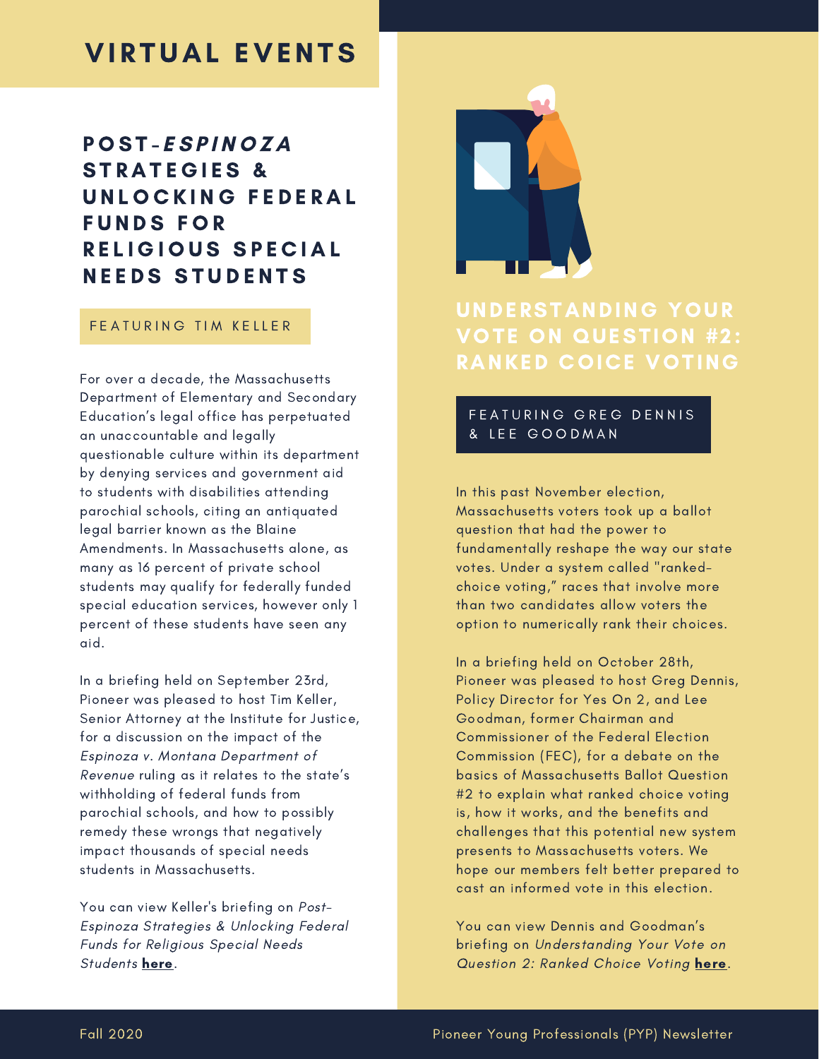# VIRTUAL EVENTS

## POST-*ESPINOZA* STRATEGIES & UNLOCKING FEDERAL FUNDS FOR RELIGIOUS SPECIAL NEEDS STUDENTS

FEATURING TIM KELLER

For over a decade, the Massachusetts Department of Elementary and Secondary Education's legal office has perpetuated an unaccountable and legally questionable culture within its department by denying services and government aid to students with disabilities attending parochial schools, citing an antiquated legal barrier known as the Blaine Amendments. In Massachusetts alone, as many as 16 percent of private school students may qualify for federally funded special education services, however only 1 percent of these students have seen any aid.

In a briefing held on September 23rd, Pioneer was pleased to host Tim Keller, Senior Attorney at the Institute for Justice, for a discussion on the impact of the *Espinoza v. Montana Department of Revenue* ruling as it relates to the state's withholding of federal funds from parochial schools, and how to possibly remedy these wrongs that negatively impact thousands of special needs students in Massachusetts.

You can view Keller's briefing on *Post-Espinoza Strategies & Unlocking Federal Funds for Religious Special Needs Students* **here**.

## UNDERSTANDING YOUR VOTE ON QUESTION #2: RANKED COICE VOTING

FEATURING GREG DENNIS & LEE GOODMAN

In this past November election, Massachusetts voters took up a ballot question that had the power to fundamentally reshape the way our state votes. Under a system called "ranked-choice voting," races that involve more than two candidates allow voters the option to numerically rank their choices.

In a briefing held on October 28th, Pioneer was pleased to host Greg Dennis, Policy Director for Yes On 2, and Lee Goodman, former Chairman and Commissioner of the Federal Election Commission (FEC), for a debate on the basics of Massachusetts Ballot Question #2 to explain what ranked choice voting is, how it works, and the benefits and challenges that this potential new system presents to Massachusetts voters. We hope our members felt better prepared to cast an informed vote in this election.

You can view Dennis and Goodman's briefing on *Understanding Your Vote on Question 2: Ranked Choice Voting* **here**.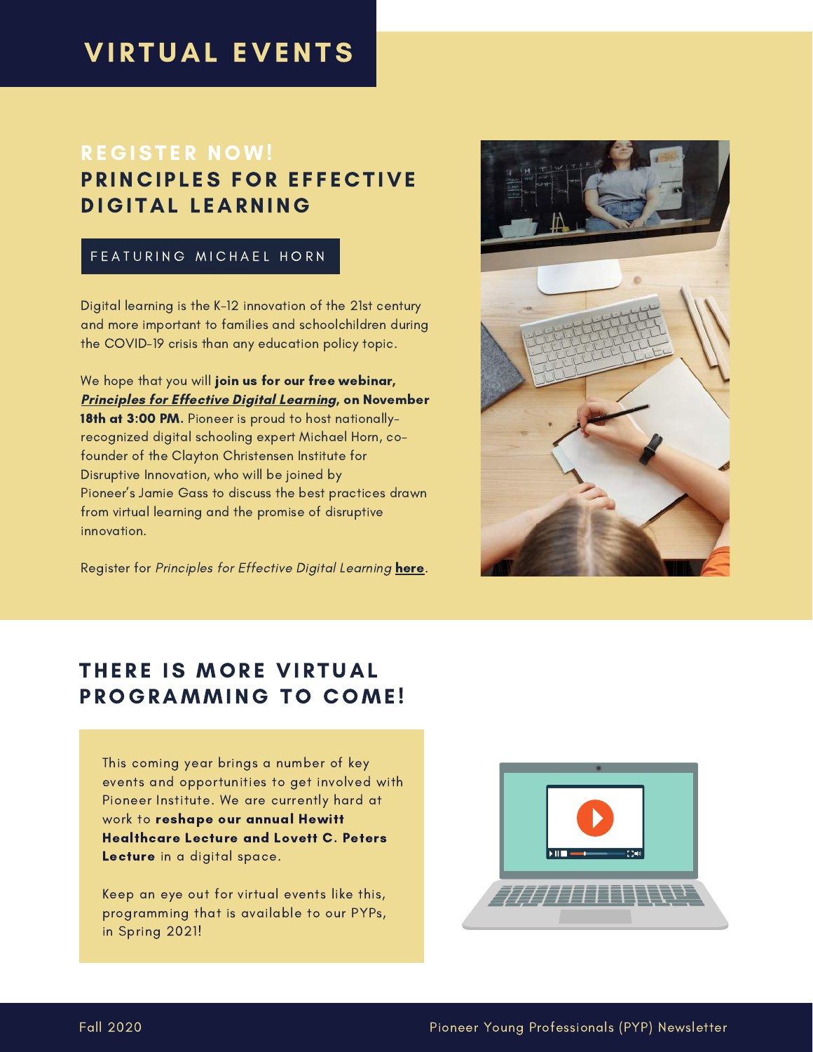# VIRTUAL EVENTS

## REGISTER NOW! PRINCIPLES FOR EFFECTIVE DIGITAL LEARNING

FEATURING MICHAEL HORN

Digital learning is the K-12 innovation of the 21st century and more important to families and schoolchildren during the COVID-19 crisis than any education policy topic.

We hope that you will **join us for our free webinar, *Principles for Effective Digital Learning*, on November 18th at 3:00 PM.** Pioneer is proud to host nationally-recognized digital schooling expert Michael Horn, co-founder of the Clayton Christensen Institute for Disruptive Innovation, who will be joined by Pioneer's Jamie Gass to discuss the best practices drawn from virtual learning and the promise of disruptive innovation.

Register for *Principles for Effective Digital Learning* **here**.

## THERE IS MORE VIRTUAL PROGRAMMING TO COME!

This coming year brings a number of key events and opportunities to get involved with Pioneer Institute. We are currently hard at work to **reshape our annual Hewitt Healthcare Lecture and Lovett C. Peters Lecture** in a digital space.

Keep an eye out for virtual events like this, programming that is available to our PYPs, in Spring 2021!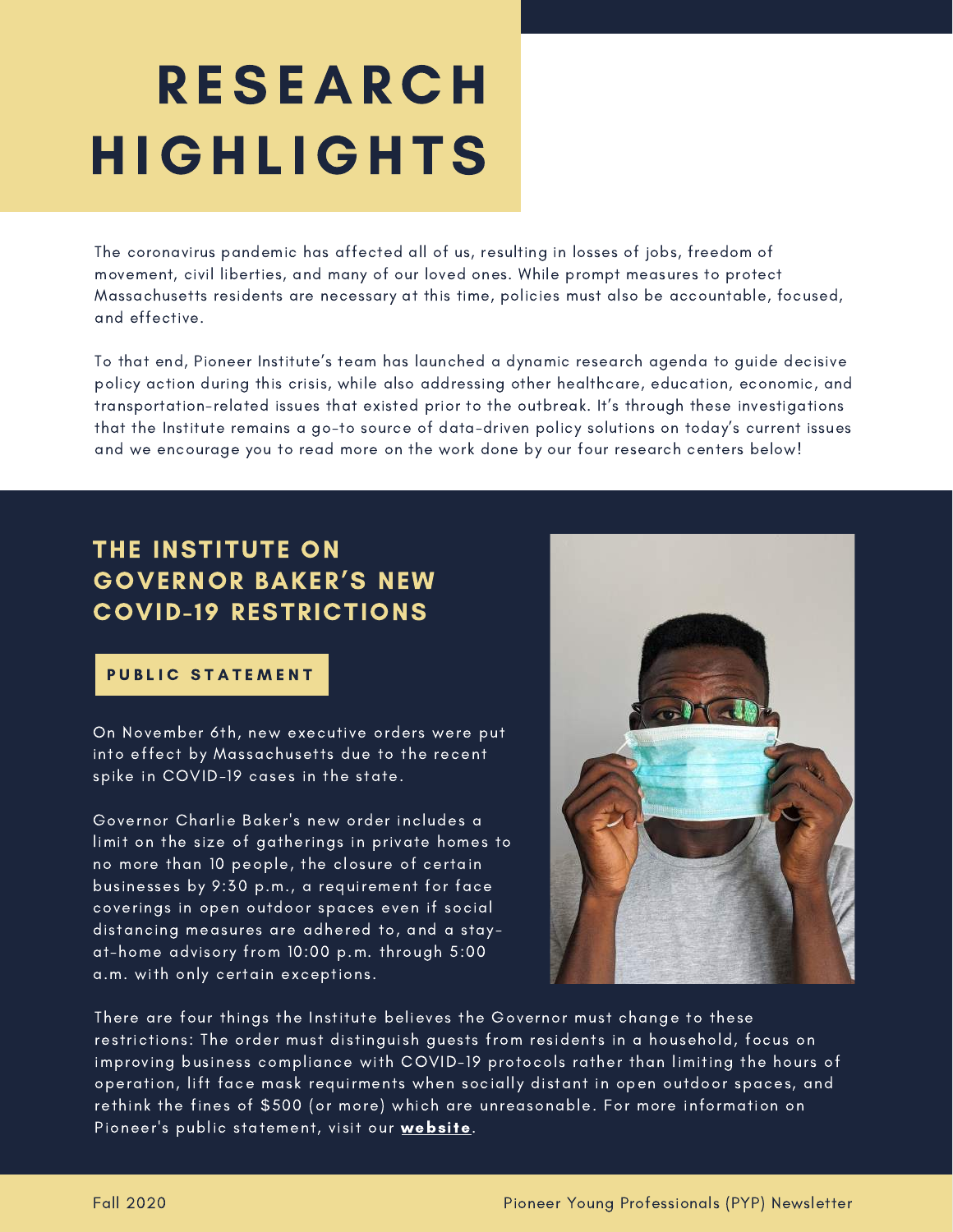# RESEARCH HIGHLIGHTS

The coronavirus pandemic has affected all of us, resulting in losses of jobs, freedom of movement, civil liberties, and many of our loved ones. While prompt measures to protect Massachusetts residents are necessary at this time, policies must also be accountable, focused, and effective.

To that end, Pioneer Institute's team has launched a dynamic research agenda to guide decisive policy action during this crisis, while also addressing other healthcare, education, economic, and transportation-related issues that existed prior to the outbreak. It's through these investigations that the Institute remains a go-to source of data-driven policy solutions on today's current issues and we encourage you to read more on the work done by our four research centers below!

## THE INSTITUTE ON GOVERNOR BAKER'S NEW COVID-19 RESTRICTIONS

**PUBLIC STATEMENT**

On November 6th, new executive orders were put into effect by Massachusetts due to the recent spike in COVID-19 cases in the state.

Governor Charlie Baker's new order includes a limit on the size of gatherings in private homes to no more than 10 people, the closure of certain businesses by 9:30 p.m., a requirement for face coverings in open outdoor spaces even if social distancing measures are adhered to, and a stay-at-home advisory from 10:00 p.m. through 5:00 a.m. with only certain exceptions.

There are four things the Institute believes the Governor must change to these restrictions: The order must distinguish guests from residents in a household, focus on improving business compliance with COVID-19 protocols rather than limiting the hours of operation, lift face mask requirments when socially distant in open outdoor spaces, and rethink the fines of $500 (or more) which are unreasonable. For more information on Pioneer's public statement, visit our **website**.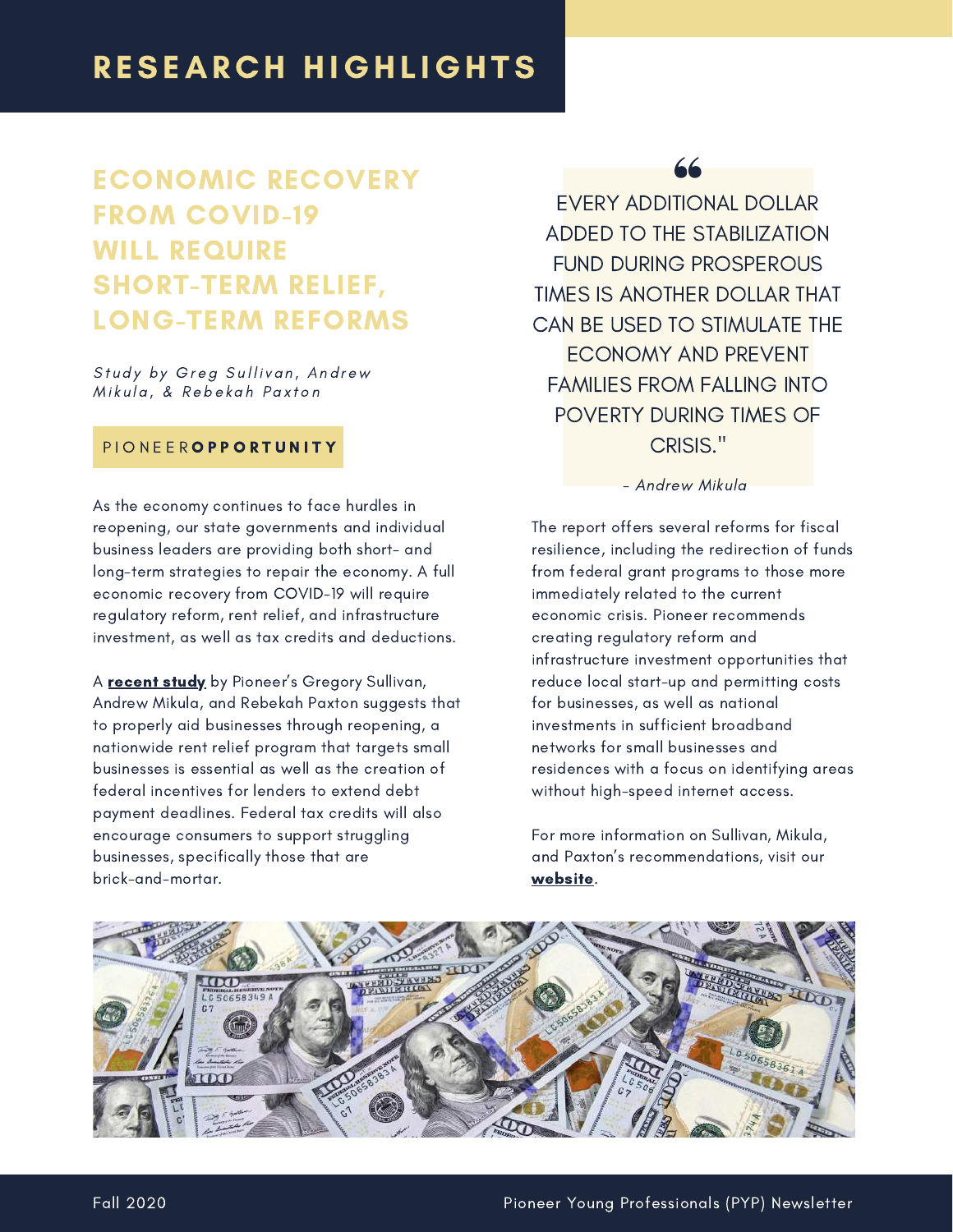# RESEARCH HIGHLIGHTS

## ECONOMIC RECOVERY FROM COVID-19 WILL REQUIRE SHORT-TERM RELIEF, LONG-TERM REFORMS

*Study by Greg Sullivan, Andrew Mikula, & Rebekah Paxton*

PIONEER**OPPORTUNITY**

As the economy continues to face hurdles in reopening, our state governments and individual business leaders are providing both short- and long-term strategies to repair the economy. A full economic recovery from COVID-19 will require regulatory reform, rent relief, and infrastructure investment, as well as tax credits and deductions.

A **recent study** by Pioneer's Gregory Sullivan, Andrew Mikula, and Rebekah Paxton suggests that to properly aid businesses through reopening, a nationwide rent relief program that targets small businesses is essential as well as the creation of federal incentives for lenders to extend debt payment deadlines. Federal tax credits will also encourage consumers to support struggling businesses, specifically those that are brick-and-mortar.

> "EVERY ADDITIONAL DOLLAR ADDED TO THE STABILIZATION FUND DURING PROSPEROUS TIMES IS ANOTHER DOLLAR THAT CAN BE USED TO STIMULATE THE ECONOMY AND PREVENT FAMILIES FROM FALLING INTO POVERTY DURING TIMES OF CRISIS."
>
> *- Andrew Mikula*

The report offers several reforms for fiscal resilience, including the redirection of funds from federal grant programs to those more immediately related to the current economic crisis. Pioneer recommends creating regulatory reform and infrastructure investment opportunities that reduce local start-up and permitting costs for businesses, as well as national investments in sufficient broadband networks for small businesses and residences with a focus on identifying areas without high-speed internet access.

For more information on Sullivan, Mikula, and Paxton's recommendations, visit our **website**.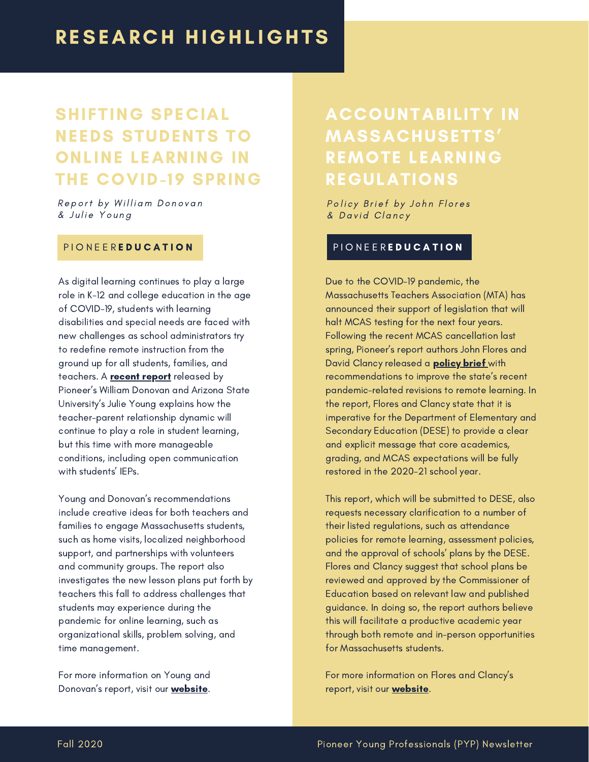# RESEARCH HIGHLIGHTS

## SHIFTING SPECIAL NEEDS STUDENTS TO ONLINE LEARNING IN THE COVID-19 SPRING

*Report by William Donovan & Julie Young*

PIONEER**EDUCATION**

As digital learning continues to play a large role in K-12 and college education in the age of COVID-19, students with learning disabilities and special needs are faced with new challenges as school administrators try to redefine remote instruction from the ground up for all students, families, and teachers. A **recent report** released by Pioneer's William Donovan and Arizona State University's Julie Young explains how the teacher-parent relationship dynamic will continue to play a role in student learning, but this time with more manageable conditions, including open communication with students' IEPs.

Young and Donovan's recommendations include creative ideas for both teachers and families to engage Massachusetts students, such as home visits, localized neighborhood support, and partnerships with volunteers and community groups. The report also investigates the new lesson plans put forth by teachers this fall to address challenges that students may experience during the pandemic for online learning, such as organizational skills, problem solving, and time management.

For more information on Young and Donovan's report, visit our **website**.

## ACCOUNTABILITY IN MASSACHUSETTS' REMOTE LEARNING REGULATIONS

*Policy Brief by John Flores & David Clancy*

PIONEER**EDUCATION**

Due to the COVID-19 pandemic, the Massachusetts Teachers Association (MTA) has announced their support of legislation that will halt MCAS testing for the next four years. Following the recent MCAS cancellation last spring, Pioneer's report authors John Flores and David Clancy released a **policy brief** with recommendations to improve the state's recent pandemic-related revisions to remote learning. In the report, Flores and Clancy state that it is imperative for the Department of Elementary and Secondary Education (DESE) to provide a clear and explicit message that core academics, grading, and MCAS expectations will be fully restored in the 2020-21 school year.

This report, which will be submitted to DESE, also requests necessary clarification to a number of their listed regulations, such as attendance policies for remote learning, assessment policies, and the approval of schools' plans by the DESE. Flores and Clancy suggest that school plans be reviewed and approved by the Commissioner of Education based on relevant law and published guidance. In doing so, the report authors believe this will facilitate a productive academic year through both remote and in-person opportunities for Massachusetts students.

For more information on Flores and Clancy's report, visit our **website**.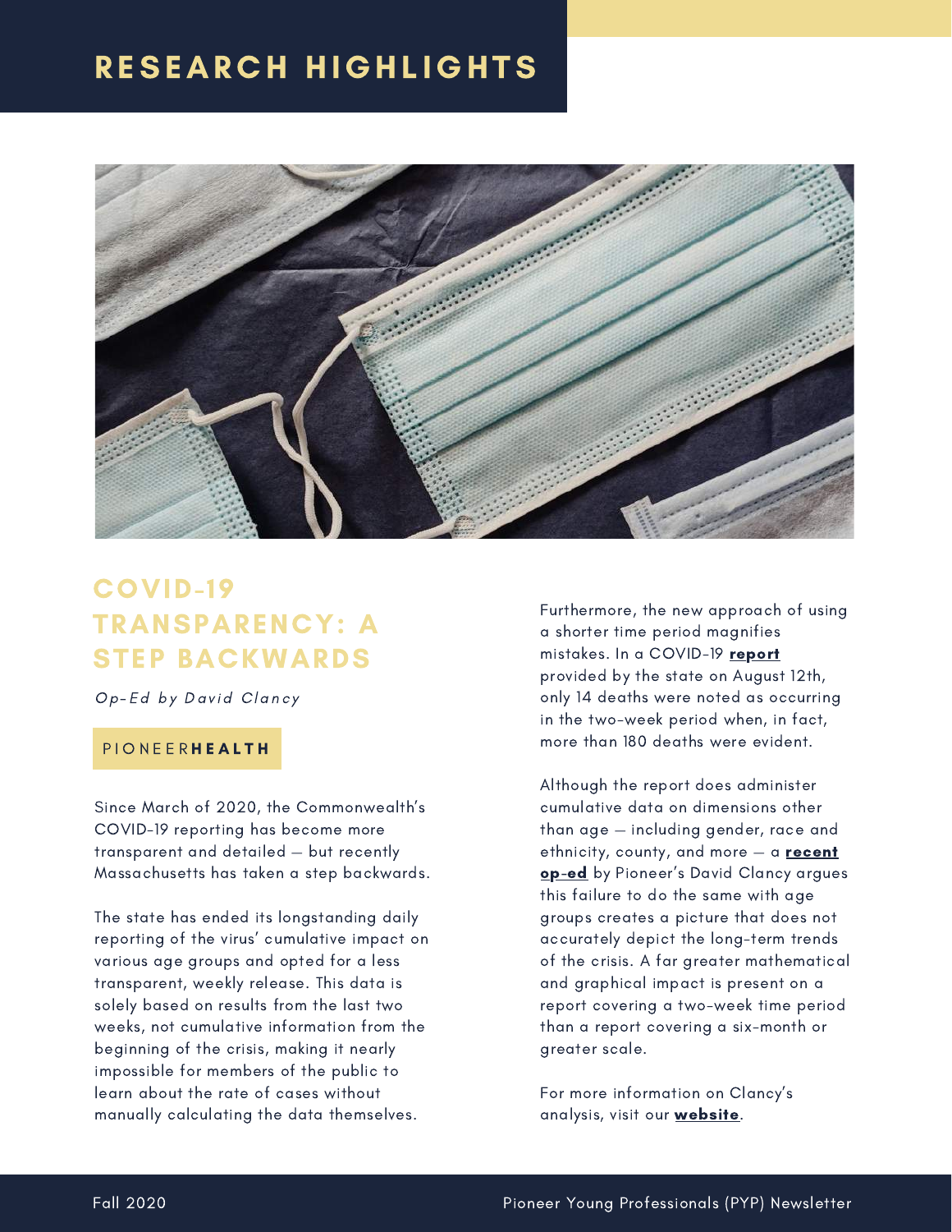# RESEARCH HIGHLIGHTS

## COVID-19 TRANSPARENCY: A STEP BACKWARDS

*Op-Ed by David Clancy*

PIONEER**HEALTH**

Since March of 2020, the Commonwealth's COVID-19 reporting has become more transparent and detailed — but recently Massachusetts has taken a step backwards.

The state has ended its longstanding daily reporting of the virus' cumulative impact on various age groups and opted for a less transparent, weekly release. This data is solely based on results from the last two weeks, not cumulative information from the beginning of the crisis, making it nearly impossible for members of the public to learn about the rate of cases without manually calculating the data themselves.

Furthermore, the new approach of using a shorter time period magnifies mistakes. In a COVID-19 **report** provided by the state on August 12th, only 14 deaths were noted as occurring in the two-week period when, in fact, more than 180 deaths were evident.

Although the report does administer cumulative data on dimensions other than age — including gender, race and ethnicity, county, and more — a **recent op-ed** by Pioneer's David Clancy argues this failure to do the same with age groups creates a picture that does not accurately depict the long-term trends of the crisis. A far greater mathematical and graphical impact is present on a report covering a two-week time period than a report covering a six-month or greater scale.

For more information on Clancy's analysis, visit our **website**.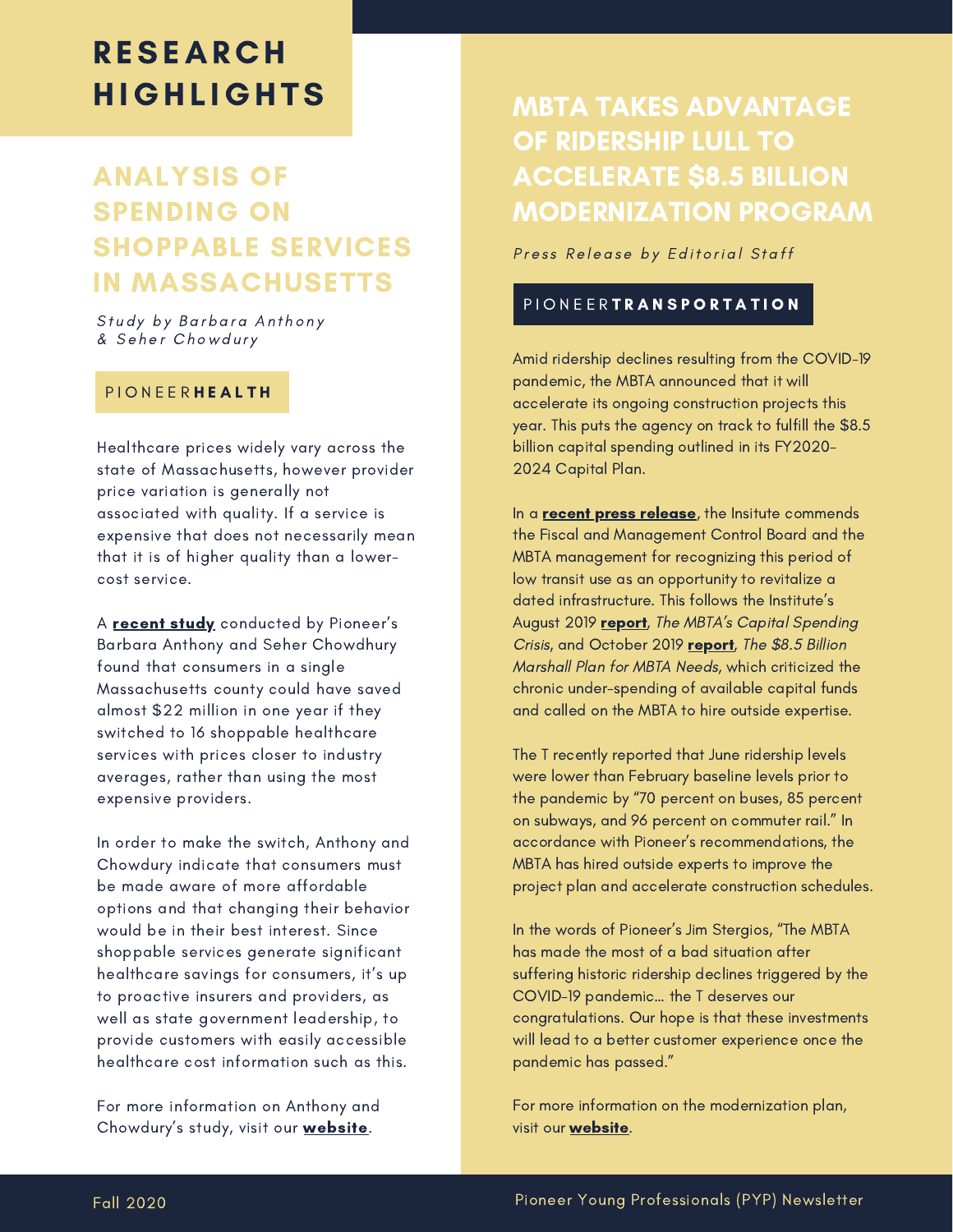# RESEARCH HIGHLIGHTS

## ANALYSIS OF SPENDING ON SHOPPABLE SERVICES IN MASSACHUSETTS

*Study by Barbara Anthony & Seher Chowdury*

PIONEER**HEALTH**

Healthcare prices widely vary across the state of Massachusetts, however provider price variation is generally not associated with quality. If a service is expensive that does not necessarily mean that it is of higher quality than a lower-cost service.

A **recent study** conducted by Pioneer's Barbara Anthony and Seher Chowdhury found that consumers in a single Massachusetts county could have saved almost $22 million in one year if they switched to 16 shoppable healthcare services with prices closer to industry averages, rather than using the most expensive providers.

In order to make the switch, Anthony and Chowdury indicate that consumers must be made aware of more affordable options and that changing their behavior would be in their best interest. Since shoppable services generate significant healthcare savings for consumers, it's up to proactive insurers and providers, as well as state government leadership, to provide customers with easily accessible healthcare cost information such as this.

For more information on Anthony and Chowdury's study, visit our **website**.

## MBTA TAKES ADVANTAGE OF RIDERSHIP LULL TO ACCELERATE $8.5 BILLION MODERNIZATION PROGRAM

*Press Release by Editorial Staff*

PIONEER**TRANSPORTATION**

Amid ridership declines resulting from the COVID-19 pandemic, the MBTA announced that it will accelerate its ongoing construction projects this year. This puts the agency on track to fulfill the $8.5 billion capital spending outlined in its FY2020-2024 Capital Plan.

In a **recent press release**, the Insitute commends the Fiscal and Management Control Board and the MBTA management for recognizing this period of low transit use as an opportunity to revitalize a dated infrastructure. This follows the Institute's August 2019 **report**, *The MBTA's Capital Spending Crisis*, and October 2019 **report**, *The $8.5 Billion Marshall Plan for MBTA Needs*, which criticized the chronic under-spending of available capital funds and called on the MBTA to hire outside expertise.

The T recently reported that June ridership levels were lower than February baseline levels prior to the pandemic by "70 percent on buses, 85 percent on subways, and 96 percent on commuter rail." In accordance with Pioneer's recommendations, the MBTA has hired outside experts to improve the project plan and accelerate construction schedules.

In the words of Pioneer's Jim Stergios, "The MBTA has made the most of a bad situation after suffering historic ridership declines triggered by the COVID-19 pandemic... the T deserves our congratulations. Our hope is that these investments will lead to a better customer experience once the pandemic has passed."

For more information on the modernization plan, visit our **website**.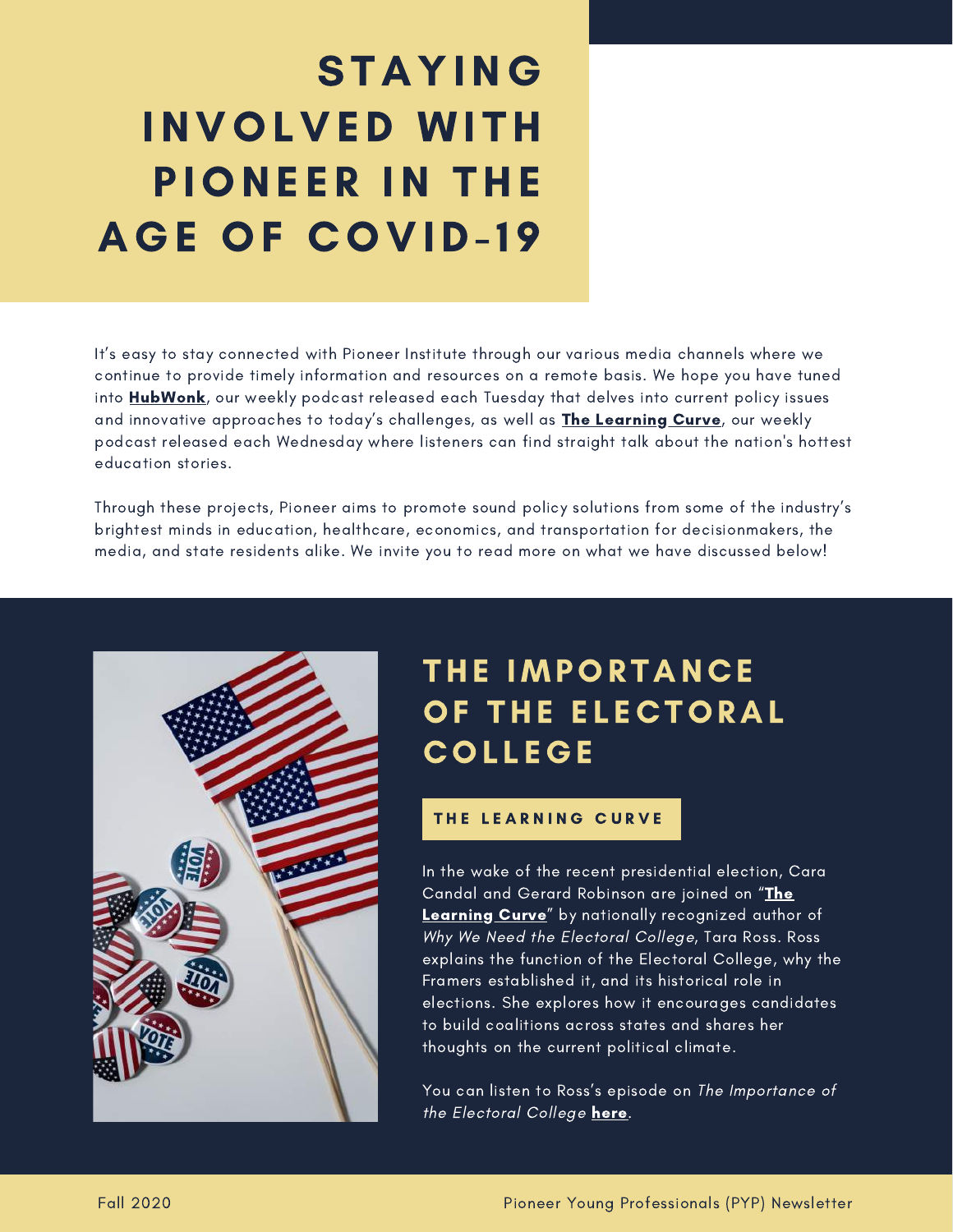# STAYING INVOLVED WITH PIONEER IN THE AGE OF COVID-19

It's easy to stay connected with Pioneer Institute through our various media channels where we continue to provide timely information and resources on a remote basis. We hope you have tuned into **HubWonk**, our weekly podcast released each Tuesday that delves into current policy issues and innovative approaches to today's challenges, as well as **The Learning Curve**, our weekly podcast released each Wednesday where listeners can find straight talk about the nation's hottest education stories.

Through these projects, Pioneer aims to promote sound policy solutions from some of the industry's brightest minds in education, healthcare, economics, and transportation for decisionmakers, the media, and state residents alike. We invite you to read more on what we have discussed below!

## THE IMPORTANCE OF THE ELECTORAL COLLEGE

### THE LEARNING CURVE

In the wake of the recent presidential election, Cara Candal and Gerard Robinson are joined on "**The Learning Curve**" by nationally recognized author of *Why We Need the Electoral College*, Tara Ross. Ross explains the function of the Electoral College, why the Framers established it, and its historical role in elections. She explores how it encourages candidates to build coalitions across states and shares her thoughts on the current political climate.

You can listen to Ross's episode on *The Importance of the Electoral College* **here**.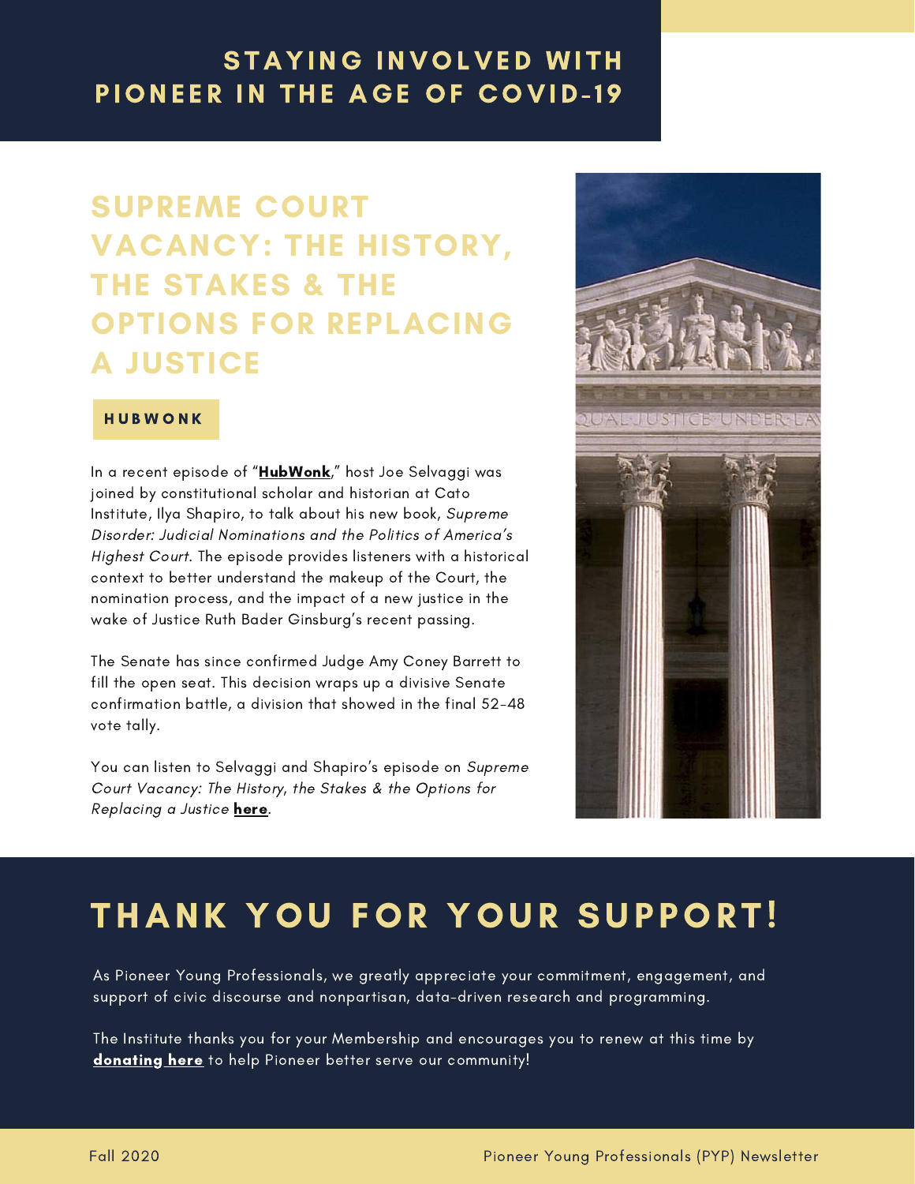# STAYING INVOLVED WITH PIONEER IN THE AGE OF COVID-19

## SUPREME COURT VACANCY: THE HISTORY, THE STAKES & THE OPTIONS FOR REPLACING A JUSTICE

**HUBWONK**

In a recent episode of "**HubWonk**," host Joe Selvaggi was joined by constitutional scholar and historian at Cato Institute, Ilya Shapiro, to talk about his new book, *Supreme Disorder: Judicial Nominations and the Politics of America's Highest Court*. The episode provides listeners with a historical context to better understand the makeup of the Court, the nomination process, and the impact of a new justice in the wake of Justice Ruth Bader Ginsburg's recent passing.

The Senate has since confirmed Judge Amy Coney Barrett to fill the open seat. This decision wraps up a divisive Senate confirmation battle, a division that showed in the final 52-48 vote tally.

You can listen to Selvaggi and Shapiro's episode on *Supreme Court Vacancy: The History, the Stakes & the Options for Replacing a Justice* **here**.

# THANK YOU FOR YOUR SUPPORT!

As Pioneer Young Professionals, we greatly appreciate your commitment, engagement, and support of civic discourse and nonpartisan, data-driven research and programming.

The Institute thanks you for your Membership and encourages you to renew at this time by **donating here** to help Pioneer better serve our community!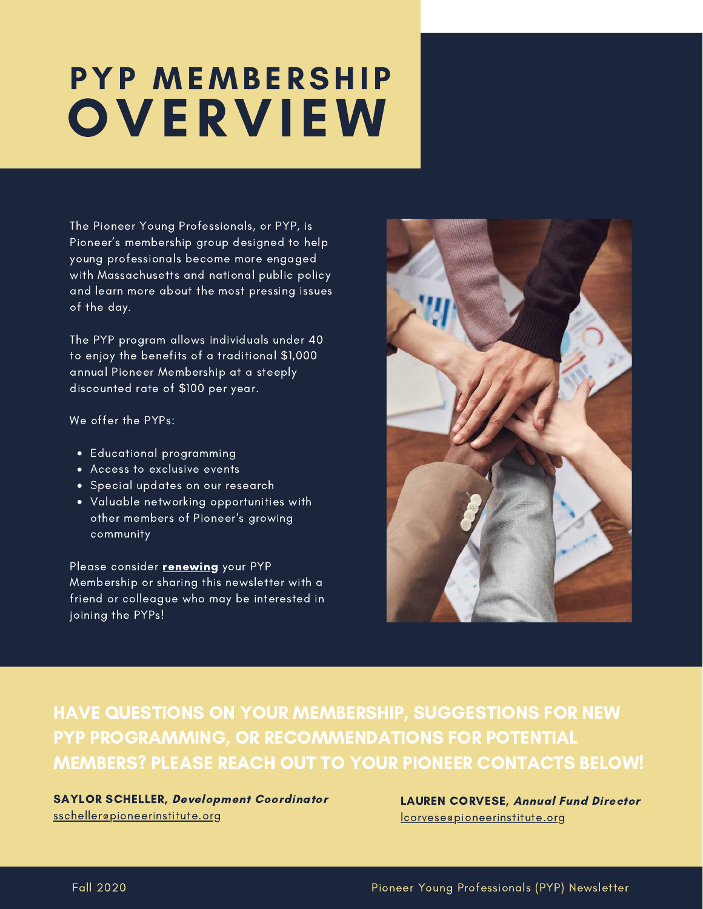# PYP MEMBERSHIP OVERVIEW

The Pioneer Young Professionals, or PYP, is Pioneer's membership group designed to help young professionals become more engaged with Massachusetts and national public policy and learn more about the most pressing issues of the day.

The PYP program allows individuals under 40 to enjoy the benefits of a traditional $1,000 annual Pioneer Membership at a steeply discounted rate of $100 per year.

We offer the PYPs:

- Educational programming
- Access to exclusive events
- Special updates on our research
- Valuable networking opportunities with other members of Pioneer's growing community

Please consider **renewing** your PYP Membership or sharing this newsletter with a friend or colleague who may be interested in joining the PYPs!

## HAVE QUESTIONS ON YOUR MEMBERSHIP, SUGGESTIONS FOR NEW PYP PROGRAMMING, OR RECOMMENDATIONS FOR POTENTIAL MEMBERS? PLEASE REACH OUT TO YOUR PIONEER CONTACTS BELOW!

**SAYLOR SCHELLER,** ***Development Coordinator***
sscheller@pioneerinstitute.org

**LAUREN CORVESE,** ***Annual Fund Director***
lcorvese@pioneerinstitute.org